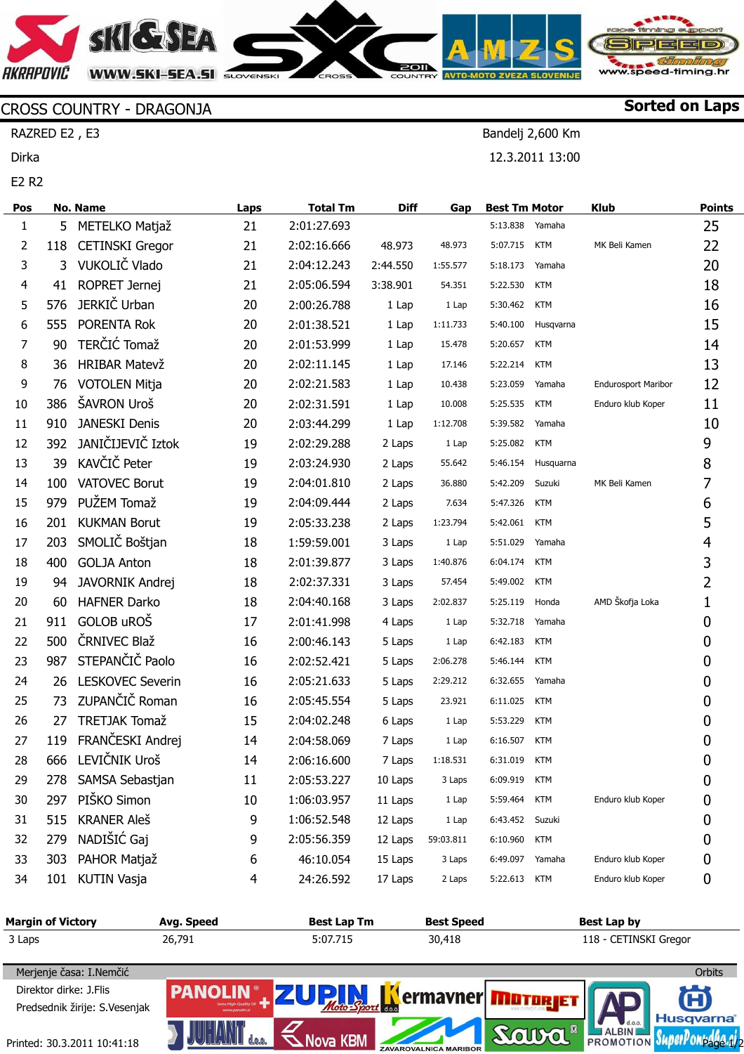## CROSS COUNTRY - DRAGONJA

**Sorted on Laps**

RAZRED E2 , E3

Dirka

E2 R2

Bandelj 2,600 Km

12.3.2011 13:00

| Pos | No. | Name | Laps | Total Tm | Diff | Gap | Best Tm | Motor | Klub | Points |
|---|---|---|---|---|---|---|---|---|---|---|
| 1 | 5 | METELKO Matjaž | 21 | 2:01:27.693 | | | 5:13.838 | Yamaha | | 25 |
| 2 | 118 | CETINSKI Gregor | 21 | 2:02:16.666 | 48.973 | 48.973 | 5:07.715 | KTM | MK Beli Kamen | 22 |
| 3 | 3 | VUKOLIČ Vlado | 21 | 2:04:12.243 | 2:44.550 | 1:55.577 | 5:18.173 | Yamaha | | 20 |
| 4 | 41 | ROPRET Jernej | 21 | 2:05:06.594 | 3:38.901 | 54.351 | 5:22.530 | KTM | | 18 |
| 5 | 576 | JERKIČ Urban | 20 | 2:00:26.788 | 1 Lap | 1 Lap | 5:30.462 | KTM | | 16 |
| 6 | 555 | PORENTA Rok | 20 | 2:01:38.521 | 1 Lap | 1:11.733 | 5:40.100 | Husqvarna | | 15 |
| 7 | 90 | TERČIĆ Tomaž | 20 | 2:01:53.999 | 1 Lap | 15.478 | 5:20.657 | KTM | | 14 |
| 8 | 36 | HRIBAR Matevž | 20 | 2:02:11.145 | 1 Lap | 17.146 | 5:22.214 | KTM | | 13 |
| 9 | 76 | VOTOLEN Mitja | 20 | 2:02:21.583 | 1 Lap | 10.438 | 5:23.059 | Yamaha | Endurosport Maribor | 12 |
| 10 | 386 | ŠAVRON Uroš | 20 | 2:02:31.591 | 1 Lap | 10.008 | 5:25.535 | KTM | Enduro klub Koper | 11 |
| 11 | 910 | JANESKI Denis | 20 | 2:03:44.299 | 1 Lap | 1:12.708 | 5:39.582 | Yamaha | | 10 |
| 12 | 392 | JANIČIJEVIČ Iztok | 19 | 2:02:29.288 | 2 Laps | 1 Lap | 5:25.082 | KTM | | 9 |
| 13 | 39 | KAVČIČ Peter | 19 | 2:03:24.930 | 2 Laps | 55.642 | 5:46.154 | Husquarna | | 8 |
| 14 | 100 | VATOVEC Borut | 19 | 2:04:01.810 | 2 Laps | 36.880 | 5:42.209 | Suzuki | MK Beli Kamen | 7 |
| 15 | 979 | PUŽEM Tomaž | 19 | 2:04:09.444 | 2 Laps | 7.634 | 5:47.326 | KTM | | 6 |
| 16 | 201 | KUKMAN Borut | 19 | 2:05:33.238 | 2 Laps | 1:23.794 | 5:42.061 | KTM | | 5 |
| 17 | 203 | SMOLIČ Boštjan | 18 | 1:59:59.001 | 3 Laps | 1 Lap | 5:51.029 | Yamaha | | 4 |
| 18 | 400 | GOLJA Anton | 18 | 2:01:39.877 | 3 Laps | 1:40.876 | 6:04.174 | KTM | | 3 |
| 19 | 94 | JAVORNIK Andrej | 18 | 2:02:37.331 | 3 Laps | 57.454 | 5:49.002 | KTM | | 2 |
| 20 | 60 | HAFNER Darko | 18 | 2:04:40.168 | 3 Laps | 2:02.837 | 5:25.119 | Honda | AMD Škofja Loka | 1 |
| 21 | 911 | GOLOB uROŠ | 17 | 2:01:41.998 | 4 Laps | 1 Lap | 5:32.718 | Yamaha | | 0 |
| 22 | 500 | ČRNIVEC Blaž | 16 | 2:00:46.143 | 5 Laps | 1 Lap | 6:42.183 | KTM | | 0 |
| 23 | 987 | STEPANČIČ Paolo | 16 | 2:02:52.421 | 5 Laps | 2:06.278 | 5:46.144 | KTM | | 0 |
| 24 | 26 | LESKOVEC Severin | 16 | 2:05:21.633 | 5 Laps | 2:29.212 | 6:32.655 | Yamaha | | 0 |
| 25 | 73 | ZUPANČIČ Roman | 16 | 2:05:45.554 | 5 Laps | 23.921 | 6:11.025 | KTM | | 0 |
| 26 | 27 | TRETJAK Tomaž | 15 | 2:04:02.248 | 6 Laps | 1 Lap | 5:53.229 | KTM | | 0 |
| 27 | 119 | FRANČESKI Andrej | 14 | 2:04:58.069 | 7 Laps | 1 Lap | 6:16.507 | KTM | | 0 |
| 28 | 666 | LEVIČNIK Uroš | 14 | 2:06:16.600 | 7 Laps | 1:18.531 | 6:31.019 | KTM | | 0 |
| 29 | 278 | SAMSA Sebastjan | 11 | 2:05:53.227 | 10 Laps | 3 Laps | 6:09.919 | KTM | | 0 |
| 30 | 297 | PIŠKO Simon | 10 | 1:06:03.957 | 11 Laps | 1 Lap | 5:59.464 | KTM | Enduro klub Koper | 0 |
| 31 | 515 | KRANER Aleš | 9 | 1:06:52.548 | 12 Laps | 1 Lap | 6:43.452 | Suzuki | | 0 |
| 32 | 279 | NADIŠIĆ Gaj | 9 | 2:05:56.359 | 12 Laps | 59:03.811 | 6:10.960 | KTM | | 0 |
| 33 | 303 | PAHOR Matjaž | 6 | 46:10.054 | 15 Laps | 3 Laps | 6:49.097 | Yamaha | Enduro klub Koper | 0 |
| 34 | 101 | KUTIN Vasja | 4 | 24:26.592 | 17 Laps | 2 Laps | 5:22.613 | KTM | Enduro klub Koper | 0 |

| Margin of Victory | Avg. Speed | Best Lap Tm | Best Speed | Best Lap by |
|---|---|---|---|---|
| 3 Laps | 26,791 | 5:07.715 | 30,418 | 118 - CETINSKI Gregor |

Merjenje časa: I.Nemčić

Orbits

Direktor dirke: J.Flis

Predsednik žirije: S.Vesenjak

Printed: 30.3.2011 10:41:18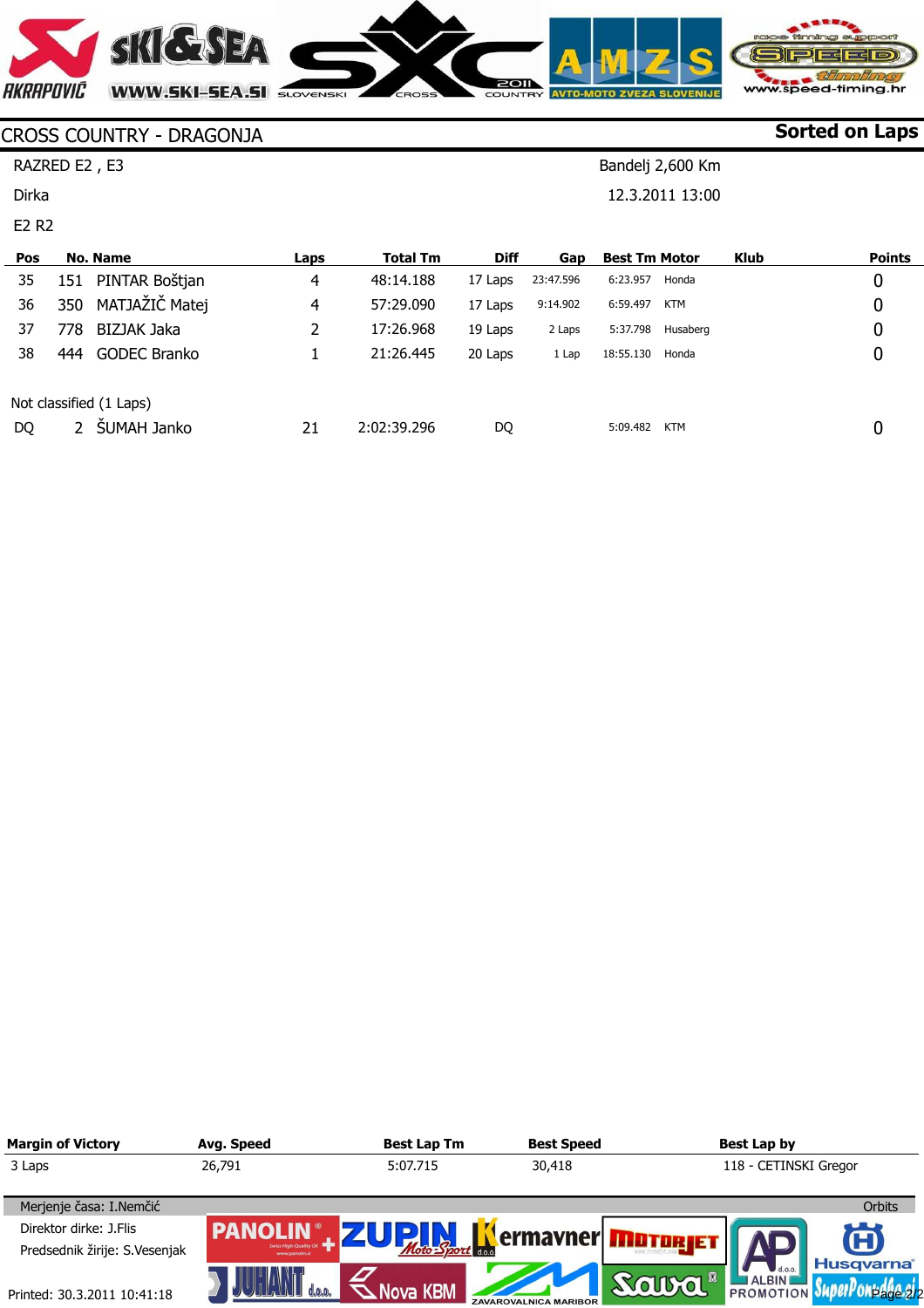# CROSS COUNTRY - DRAGONJA

**Sorted on Laps**

RAZRED E2 , E3

Bandelj 2,600 Km

Dirka

12.3.2011 13:00

E2 R2

| Pos | No. | Name | Laps | Total Tm | Diff | Gap | Best Tm | Motor | Klub | Points |
|---|---|---|---|---|---|---|---|---|---|---|
| 35 | 151 | PINTAR Boštjan | 4 | 48:14.188 | 17 Laps | 23:47.596 | 6:23.957 | Honda | | 0 |
| 36 | 350 | MATJAŽIČ Matej | 4 | 57:29.090 | 17 Laps | 9:14.902 | 6:59.497 | KTM | | 0 |
| 37 | 778 | BIZJAK Jaka | 2 | 17:26.968 | 19 Laps | 2 Laps | 5:37.798 | Husaberg | | 0 |
| 38 | 444 | GODEC Branko | 1 | 21:26.445 | 20 Laps | 1 Lap | 18:55.130 | Honda | | 0 |
| Not classified (1 Laps) | | | | | | | | | | |
| DQ | 2 | ŠUMAH Janko | 21 | 2:02:39.296 | DQ | | 5:09.482 | KTM | | 0 |

| Margin of Victory | Avg. Speed | Best Lap Tm | Best Speed | Best Lap by |
|---|---|---|---|---|
| 3 Laps | 26,791 | 5:07.715 | 30,418 | 118 - CETINSKI Gregor |

Merjenje časa: I.Nemčić

Orbits

Direktor dirke: J.Flis

Predsednik žirije: S.Vesenjak

Printed: 30.3.2011 10:41:18